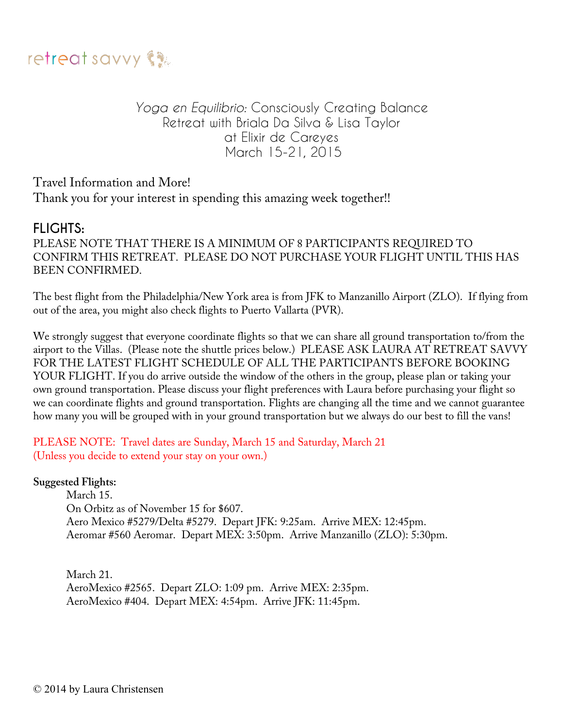retreat savvy

*Yoga en Equilibrio:* Consciously Creating Balance
Retreat with Briala Da Silva & Lisa Taylor
at Elixir de Careyes
March 15-21, 2015

Travel Information and More!
Thank you for your interest in spending this amazing week together!!

## FLIGHTS:

PLEASE NOTE THAT THERE IS A MINIMUM OF 8 PARTICIPANTS REQUIRED TO CONFIRM THIS RETREAT. PLEASE DO NOT PURCHASE YOUR FLIGHT UNTIL THIS HAS BEEN CONFIRMED.

The best flight from the Philadelphia/New York area is from JFK to Manzanillo Airport (ZLO). If flying from out of the area, you might also check flights to Puerto Vallarta (PVR).

We strongly suggest that everyone coordinate flights so that we can share all ground transportation to/from the airport to the Villas. (Please note the shuttle prices below.) PLEASE ASK LAURA AT RETREAT SAVVY FOR THE LATEST FLIGHT SCHEDULE OF ALL THE PARTICIPANTS BEFORE BOOKING YOUR FLIGHT. If you do arrive outside the window of the others in the group, please plan or taking your own ground transportation. Please discuss your flight preferences with Laura before purchasing your flight so we can coordinate flights and ground transportation. Flights are changing all the time and we cannot guarantee how many you will be grouped with in your ground transportation but we always do our best to fill the vans!

PLEASE NOTE: Travel dates are Sunday, March 15 and Saturday, March 21
(Unless you decide to extend your stay on your own.)

**Suggested Flights:**

March 15.
On Orbitz as of November 15 for $607.
Aero Mexico #5279/Delta #5279. Depart JFK: 9:25am. Arrive MEX: 12:45pm.
Aeromar #560 Aeromar. Depart MEX: 3:50pm. Arrive Manzanillo (ZLO): 5:30pm.

March 21.
AeroMexico #2565. Depart ZLO: 1:09 pm. Arrive MEX: 2:35pm.
AeroMexico #404. Depart MEX: 4:54pm. Arrive JFK: 11:45pm.

© 2014 by Laura Christensen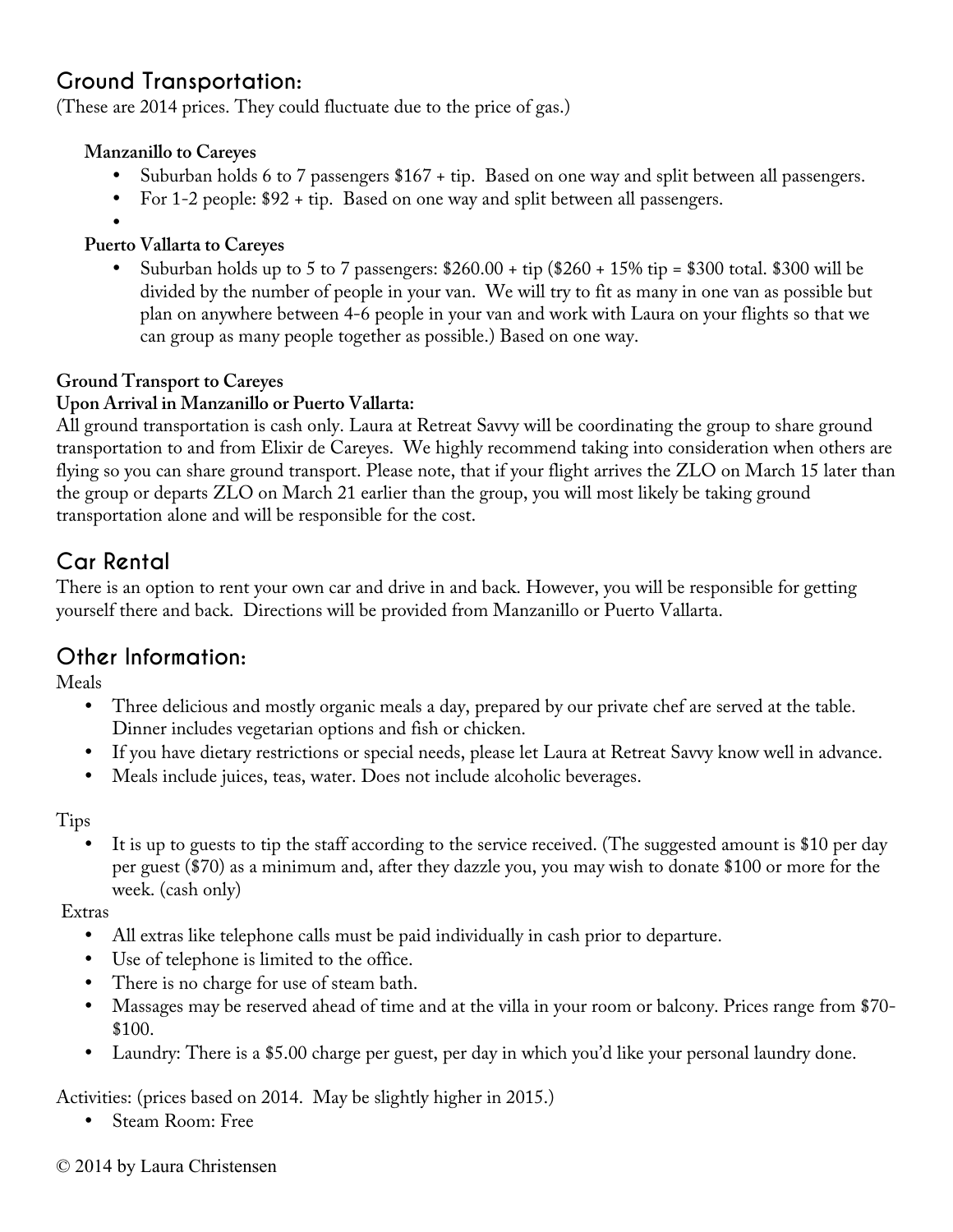## Ground Transportation:

(These are 2014 prices. They could fluctuate due to the price of gas.)

**Manzanillo to Careyes**

- Suburban holds 6 to 7 passengers $167 + tip. Based on one way and split between all passengers.
- For 1-2 people: $92 + tip. Based on one way and split between all passengers.

**Puerto Vallarta to Careyes**

- Suburban holds up to 5 to 7 passengers: $260.00 + tip ($260 + 15% tip = $300 total. $300 will be divided by the number of people in your van. We will try to fit as many in one van as possible but plan on anywhere between 4-6 people in your van and work with Laura on your flights so that we can group as many people together as possible.) Based on one way.

**Ground Transport to Careyes**

**Upon Arrival in Manzanillo or Puerto Vallarta:**

All ground transportation is cash only. Laura at Retreat Savvy will be coordinating the group to share ground transportation to and from Elixir de Careyes. We highly recommend taking into consideration when others are flying so you can share ground transport. Please note, that if your flight arrives the ZLO on March 15 later than the group or departs ZLO on March 21 earlier than the group, you will most likely be taking ground transportation alone and will be responsible for the cost.

## Car Rental

There is an option to rent your own car and drive in and back. However, you will be responsible for getting yourself there and back. Directions will be provided from Manzanillo or Puerto Vallarta.

## Other Information:

Meals

- Three delicious and mostly organic meals a day, prepared by our private chef are served at the table. Dinner includes vegetarian options and fish or chicken.
- If you have dietary restrictions or special needs, please let Laura at Retreat Savvy know well in advance.
- Meals include juices, teas, water. Does not include alcoholic beverages.

Tips

- It is up to guests to tip the staff according to the service received. (The suggested amount is $10 per day per guest ($70) as a minimum and, after they dazzle you, you may wish to donate $100 or more for the week. (cash only)

Extras

- All extras like telephone calls must be paid individually in cash prior to departure.
- Use of telephone is limited to the office.
- There is no charge for use of steam bath.
- Massages may be reserved ahead of time and at the villa in your room or balcony. Prices range from $70-$100.
- Laundry: There is a $5.00 charge per guest, per day in which you'd like your personal laundry done.

Activities: (prices based on 2014. May be slightly higher in 2015.)

- Steam Room: Free

© 2014 by Laura Christensen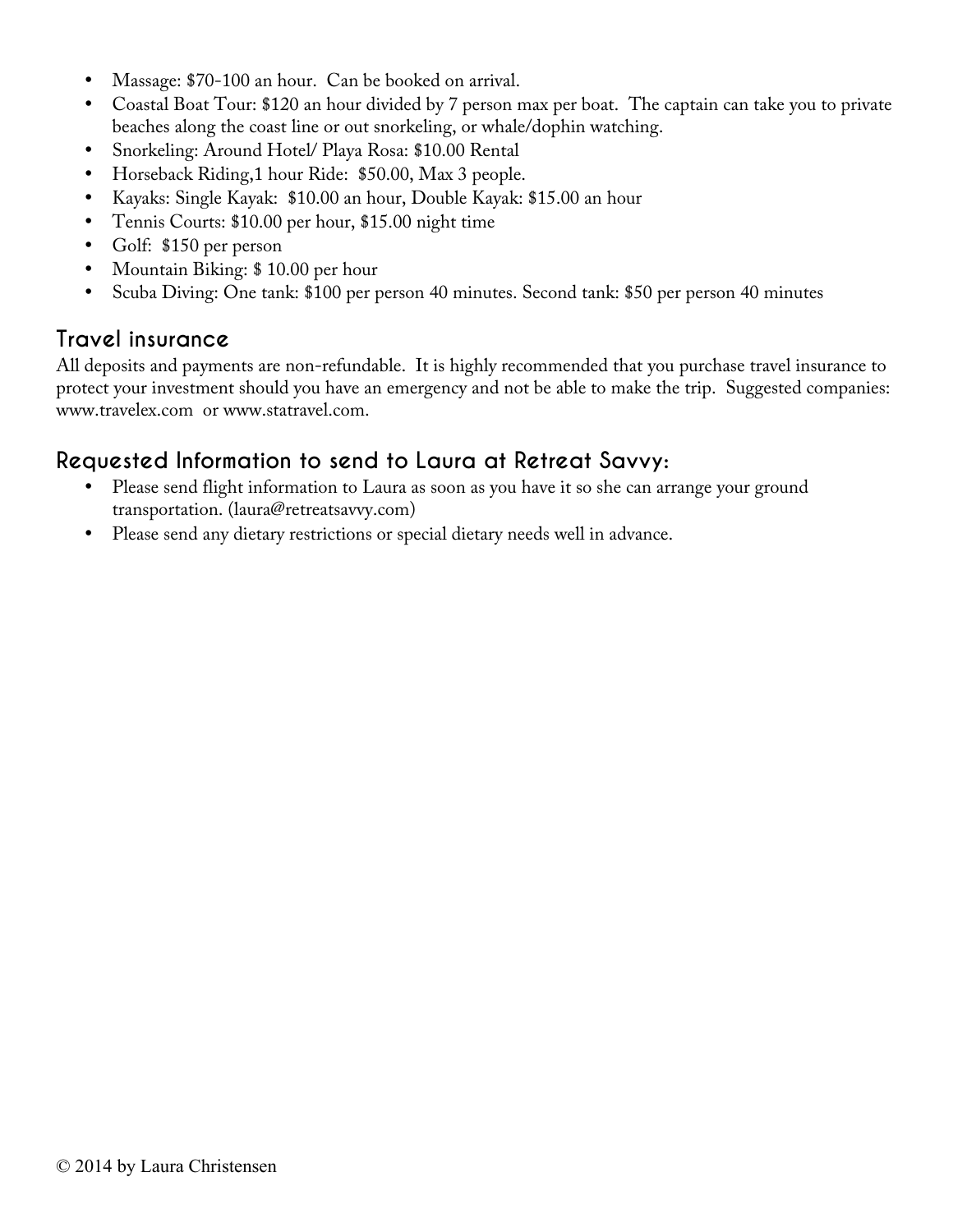- Massage: $70-100 an hour. Can be booked on arrival.
- Coastal Boat Tour: $120 an hour divided by 7 person max per boat. The captain can take you to private beaches along the coast line or out snorkeling, or whale/dophin watching.
- Snorkeling: Around Hotel/ Playa Rosa: $10.00 Rental
- Horseback Riding,1 hour Ride: $50.00, Max 3 people.
- Kayaks: Single Kayak: $10.00 an hour, Double Kayak: $15.00 an hour
- Tennis Courts: $10.00 per hour, $15.00 night time
- Golf: $150 per person
- Mountain Biking: $ 10.00 per hour
- Scuba Diving: One tank: $100 per person 40 minutes. Second tank: $50 per person 40 minutes

## Travel insurance

All deposits and payments are non-refundable. It is highly recommended that you purchase travel insurance to protect your investment should you have an emergency and not be able to make the trip. Suggested companies: www.travelex.com or www.statravel.com.

## Requested Information to send to Laura at Retreat Savvy:

- Please send flight information to Laura as soon as you have it so she can arrange your ground transportation. (laura@retreatsavvy.com)
- Please send any dietary restrictions or special dietary needs well in advance.

© 2014 by Laura Christensen